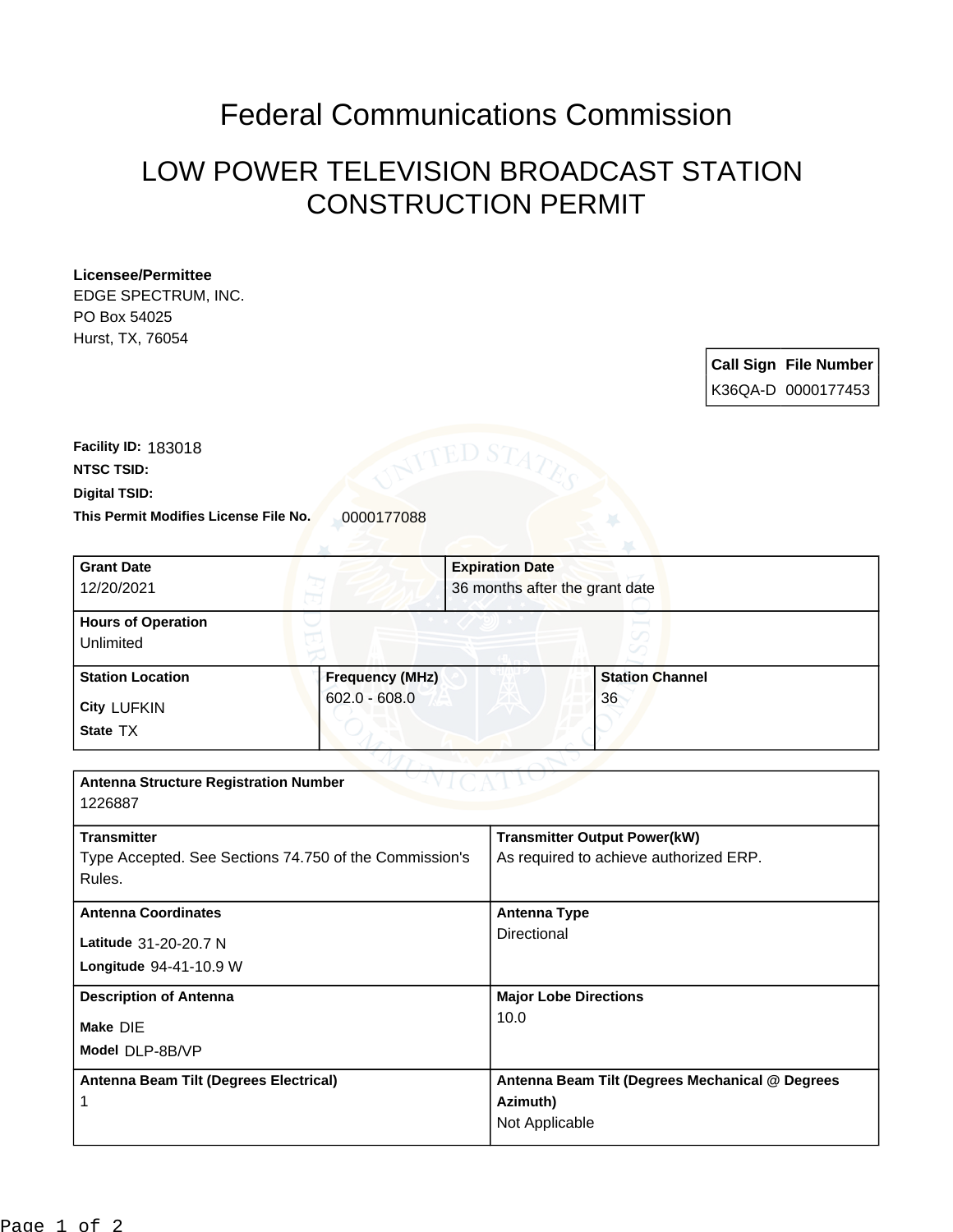# Federal Communications Commission

## LOW POWER TELEVISION BROADCAST STATION CONSTRUCTION PERMIT

**Licensee/Permittee**
EDGE SPECTRUM, INC.
PO Box 54025
Hurst, TX, 76054

| Call Sign | File Number |
|---|---|
| K36QA-D | 0000177453 |

**Facility ID:** 183018
**NTSC TSID:**
**Digital TSID:**
**This Permit Modifies License File No.** 0000177088

| Grant Date | Expiration Date |
|---|---|
| 12/20/2021 | 36 months after the grant date |

**Hours of Operation**
Unlimited

| Station Location | Frequency (MHz) | Station Channel |
|---|---|---|
| City LUFKIN<br>State TX | 602.0 - 608.0 | 36 |

**Antenna Structure Registration Number**
1226887

| Transmitter | Transmitter Output Power(kW) |
|---|---|
| Type Accepted. See Sections 74.750 of the Commission's Rules. | As required to achieve authorized ERP. |

| Antenna Coordinates | Antenna Type |
|---|---|
| Latitude 31-20-20.7 N<br>Longitude 94-41-10.9 W | Directional |

| Description of Antenna | Major Lobe Directions |
|---|---|
| Make DIE<br>Model DLP-8B/VP | 10.0 |

| Antenna Beam Tilt (Degrees Electrical) | Antenna Beam Tilt (Degrees Mechanical @ Degrees Azimuth) |
|---|---|
| 1 | Not Applicable |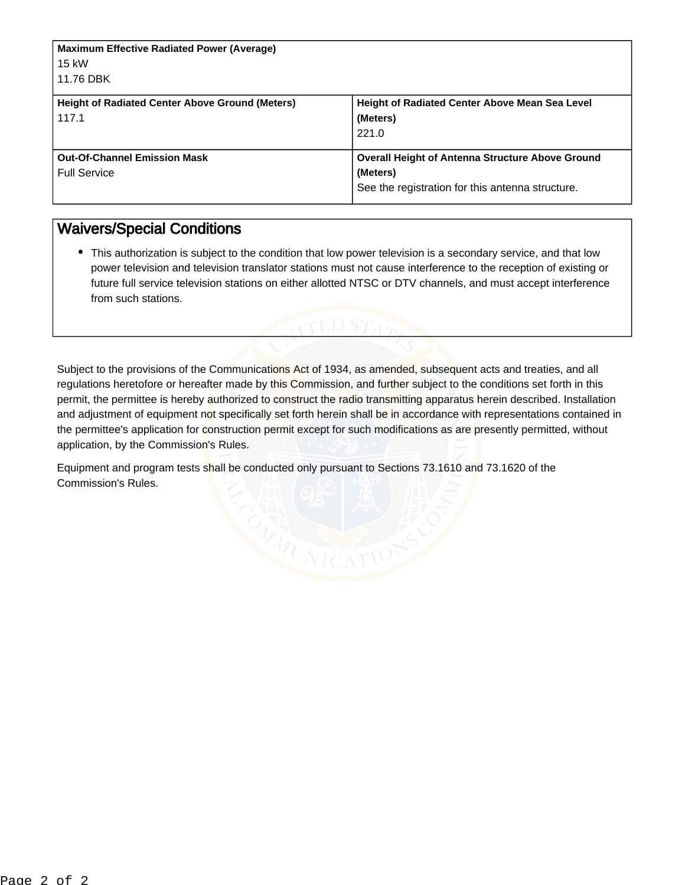| | |
|---|---|
| **Maximum Effective Radiated Power (Average)**<br>15 kW<br>11.76 DBK | |
| **Height of Radiated Center Above Ground (Meters)**<br>117.1 | **Height of Radiated Center Above Mean Sea Level (Meters)**<br>221.0 |
| **Out-Of-Channel Emission Mask**<br>Full Service | **Overall Height of Antenna Structure Above Ground (Meters)**<br>See the registration for this antenna structure. |

## Waivers/Special Conditions

- This authorization is subject to the condition that low power television is a secondary service, and that low power television and television translator stations must not cause interference to the reception of existing or future full service television stations on either allotted NTSC or DTV channels, and must accept interference from such stations.

Subject to the provisions of the Communications Act of 1934, as amended, subsequent acts and treaties, and all regulations heretofore or hereafter made by this Commission, and further subject to the conditions set forth in this permit, the permittee is hereby authorized to construct the radio transmitting apparatus herein described. Installation and adjustment of equipment not specifically set forth herein shall be in accordance with representations contained in the permittee's application for construction permit except for such modifications as are presently permitted, without application, by the Commission's Rules.

Equipment and program tests shall be conducted only pursuant to Sections 73.1610 and 73.1620 of the Commission's Rules.